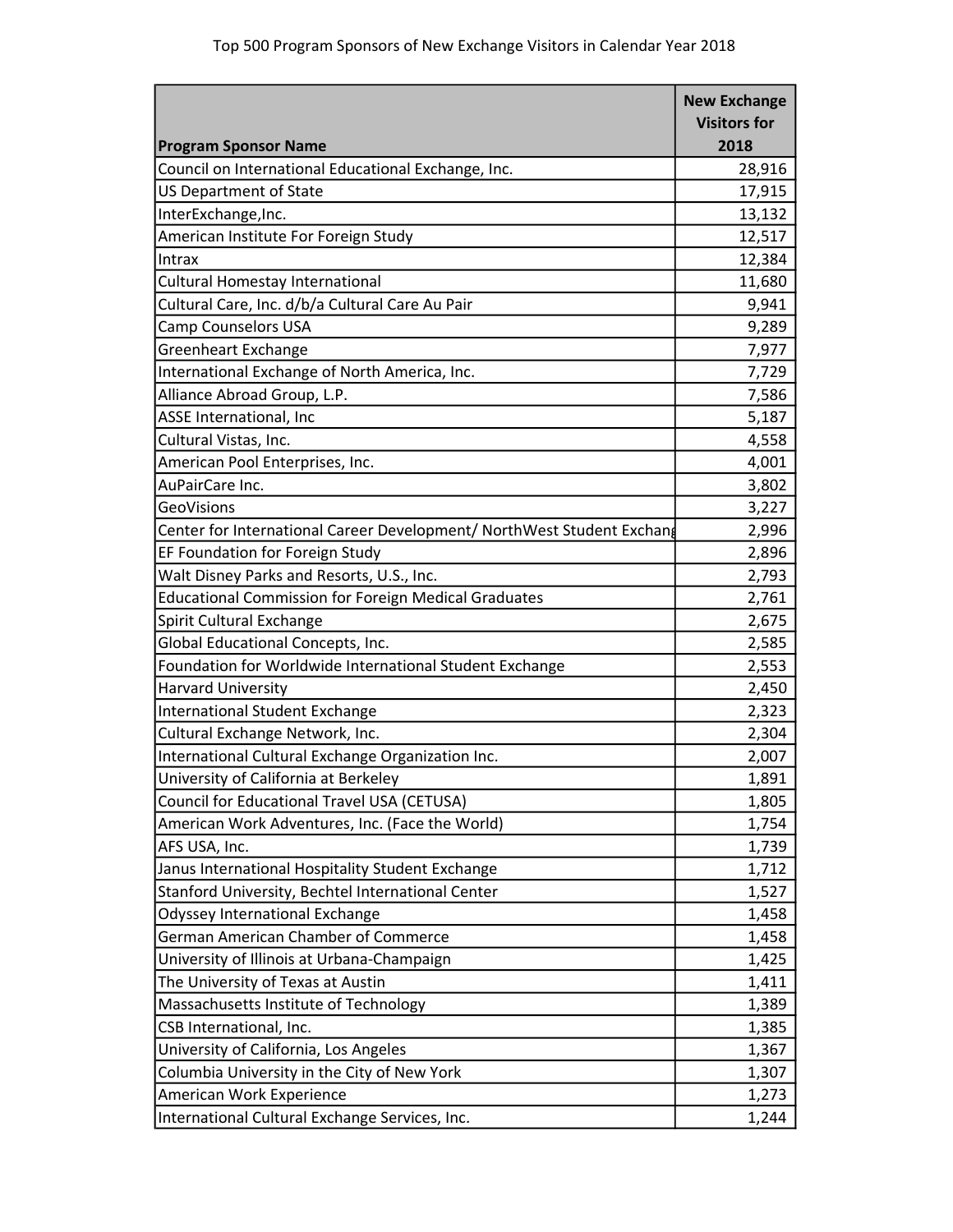# Top 500 Program Sponsors of New Exchange Visitors in Calendar Year 2018

| Program Sponsor Name | New Exchange Visitors for 2018 |
|---|---|
| Council on International Educational Exchange, Inc. | 28,916 |
| US Department of State | 17,915 |
| InterExchange,Inc. | 13,132 |
| American Institute For Foreign Study | 12,517 |
| Intrax | 12,384 |
| Cultural Homestay International | 11,680 |
| Cultural Care, Inc. d/b/a Cultural Care Au Pair | 9,941 |
| Camp Counselors USA | 9,289 |
| Greenheart Exchange | 7,977 |
| International Exchange of North America, Inc. | 7,729 |
| Alliance Abroad Group, L.P. | 7,586 |
| ASSE International, Inc | 5,187 |
| Cultural Vistas, Inc. | 4,558 |
| American Pool Enterprises, Inc. | 4,001 |
| AuPairCare Inc. | 3,802 |
| GeoVisions | 3,227 |
| Center for International Career Development/ NorthWest Student Exchang | 2,996 |
| EF Foundation for Foreign Study | 2,896 |
| Walt Disney Parks and Resorts, U.S., Inc. | 2,793 |
| Educational Commission for Foreign Medical Graduates | 2,761 |
| Spirit Cultural Exchange | 2,675 |
| Global Educational Concepts, Inc. | 2,585 |
| Foundation for Worldwide International Student Exchange | 2,553 |
| Harvard University | 2,450 |
| International Student Exchange | 2,323 |
| Cultural Exchange Network, Inc. | 2,304 |
| International Cultural Exchange Organization Inc. | 2,007 |
| University of California at Berkeley | 1,891 |
| Council for Educational Travel USA (CETUSA) | 1,805 |
| American Work Adventures, Inc. (Face the World) | 1,754 |
| AFS USA, Inc. | 1,739 |
| Janus International Hospitality Student Exchange | 1,712 |
| Stanford University, Bechtel International Center | 1,527 |
| Odyssey International Exchange | 1,458 |
| German American Chamber of Commerce | 1,458 |
| University of Illinois at Urbana-Champaign | 1,425 |
| The University of Texas at Austin | 1,411 |
| Massachusetts Institute of Technology | 1,389 |
| CSB International, Inc. | 1,385 |
| University of California, Los Angeles | 1,367 |
| Columbia University in the City of New York | 1,307 |
| American Work Experience | 1,273 |
| International Cultural Exchange Services, Inc. | 1,244 |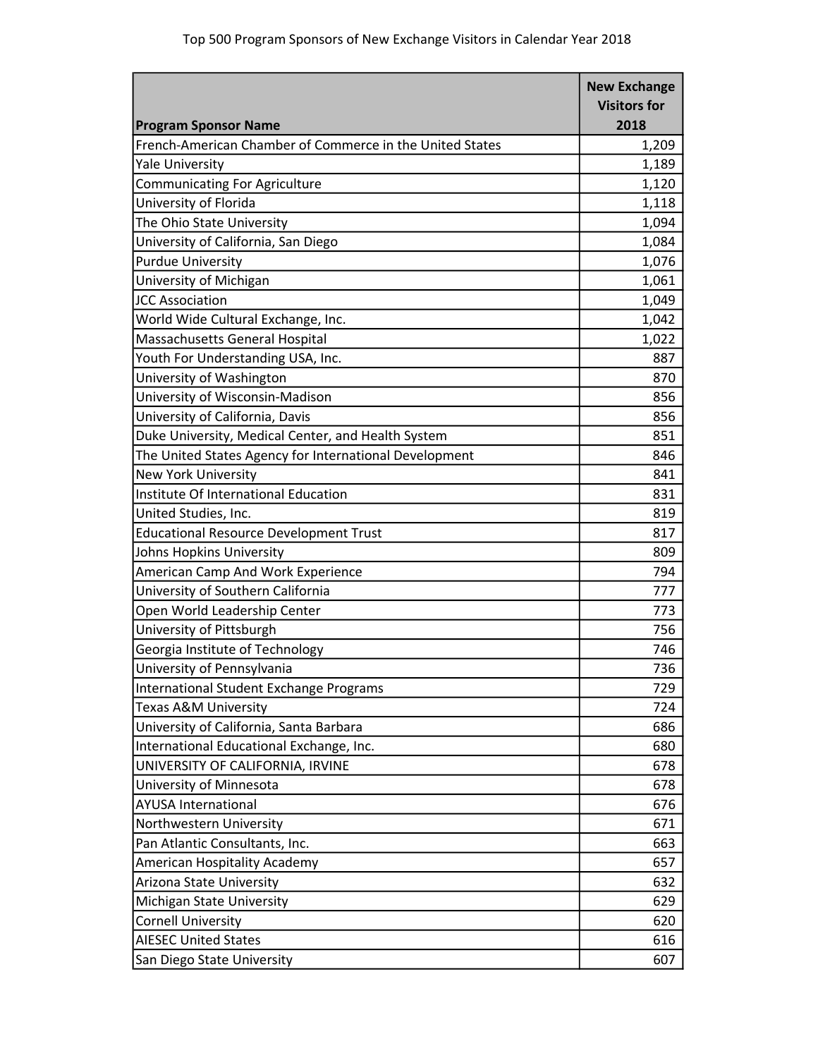Top 500 Program Sponsors of New Exchange Visitors in Calendar Year 2018

| Program Sponsor Name | New Exchange Visitors for 2018 |
|---|---|
| French-American Chamber of Commerce in the United States | 1,209 |
| Yale University | 1,189 |
| Communicating For Agriculture | 1,120 |
| University of Florida | 1,118 |
| The Ohio State University | 1,094 |
| University of California, San Diego | 1,084 |
| Purdue University | 1,076 |
| University of Michigan | 1,061 |
| JCC Association | 1,049 |
| World Wide Cultural Exchange, Inc. | 1,042 |
| Massachusetts General Hospital | 1,022 |
| Youth For Understanding USA, Inc. | 887 |
| University of Washington | 870 |
| University of Wisconsin-Madison | 856 |
| University of California, Davis | 856 |
| Duke University, Medical Center, and Health System | 851 |
| The United States Agency for International Development | 846 |
| New York University | 841 |
| Institute Of International Education | 831 |
| United Studies, Inc. | 819 |
| Educational Resource Development Trust | 817 |
| Johns Hopkins University | 809 |
| American Camp And Work Experience | 794 |
| University of Southern California | 777 |
| Open World Leadership Center | 773 |
| University of Pittsburgh | 756 |
| Georgia Institute of Technology | 746 |
| University of Pennsylvania | 736 |
| International Student Exchange Programs | 729 |
| Texas A&M University | 724 |
| University of California, Santa Barbara | 686 |
| International Educational Exchange, Inc. | 680 |
| UNIVERSITY OF CALIFORNIA, IRVINE | 678 |
| University of Minnesota | 678 |
| AYUSA International | 676 |
| Northwestern University | 671 |
| Pan Atlantic Consultants, Inc. | 663 |
| American Hospitality Academy | 657 |
| Arizona State University | 632 |
| Michigan State University | 629 |
| Cornell University | 620 |
| AIESEC United States | 616 |
| San Diego State University | 607 |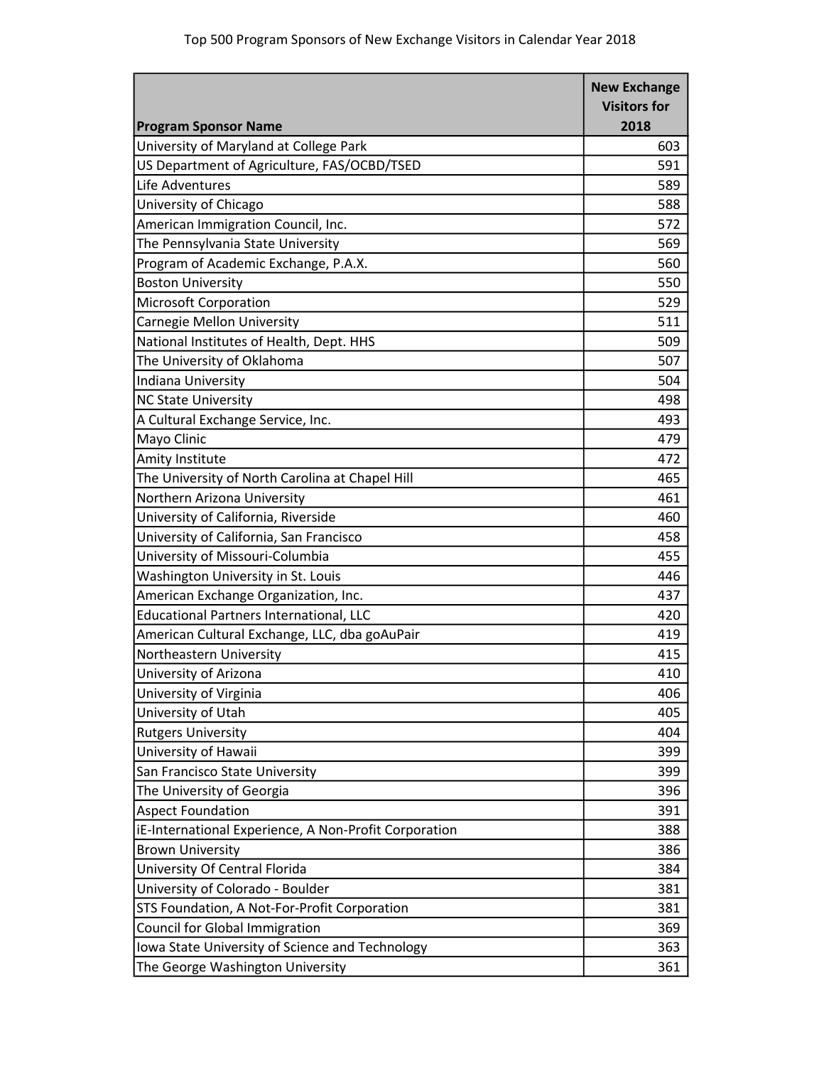Top 500 Program Sponsors of New Exchange Visitors in Calendar Year 2018

| Program Sponsor Name | New Exchange Visitors for 2018 |
|---|---|
| University of Maryland at College Park | 603 |
| US Department of Agriculture, FAS/OCBD/TSED | 591 |
| Life Adventures | 589 |
| University of Chicago | 588 |
| American Immigration Council, Inc. | 572 |
| The Pennsylvania State University | 569 |
| Program of Academic Exchange, P.A.X. | 560 |
| Boston University | 550 |
| Microsoft Corporation | 529 |
| Carnegie Mellon University | 511 |
| National Institutes of Health, Dept. HHS | 509 |
| The University of Oklahoma | 507 |
| Indiana University | 504 |
| NC State University | 498 |
| A Cultural Exchange Service, Inc. | 493 |
| Mayo Clinic | 479 |
| Amity Institute | 472 |
| The University of North Carolina at Chapel Hill | 465 |
| Northern Arizona University | 461 |
| University of California, Riverside | 460 |
| University of California, San Francisco | 458 |
| University of Missouri-Columbia | 455 |
| Washington University in St. Louis | 446 |
| American Exchange Organization, Inc. | 437 |
| Educational Partners International, LLC | 420 |
| American Cultural Exchange, LLC, dba goAuPair | 419 |
| Northeastern University | 415 |
| University of Arizona | 410 |
| University of Virginia | 406 |
| University of Utah | 405 |
| Rutgers University | 404 |
| University of Hawaii | 399 |
| San Francisco State University | 399 |
| The University of Georgia | 396 |
| Aspect Foundation | 391 |
| iE-International Experience, A Non-Profit Corporation | 388 |
| Brown University | 386 |
| University Of Central Florida | 384 |
| University of Colorado - Boulder | 381 |
| STS Foundation, A Not-For-Profit Corporation | 381 |
| Council for Global Immigration | 369 |
| Iowa State University of Science and Technology | 363 |
| The George Washington University | 361 |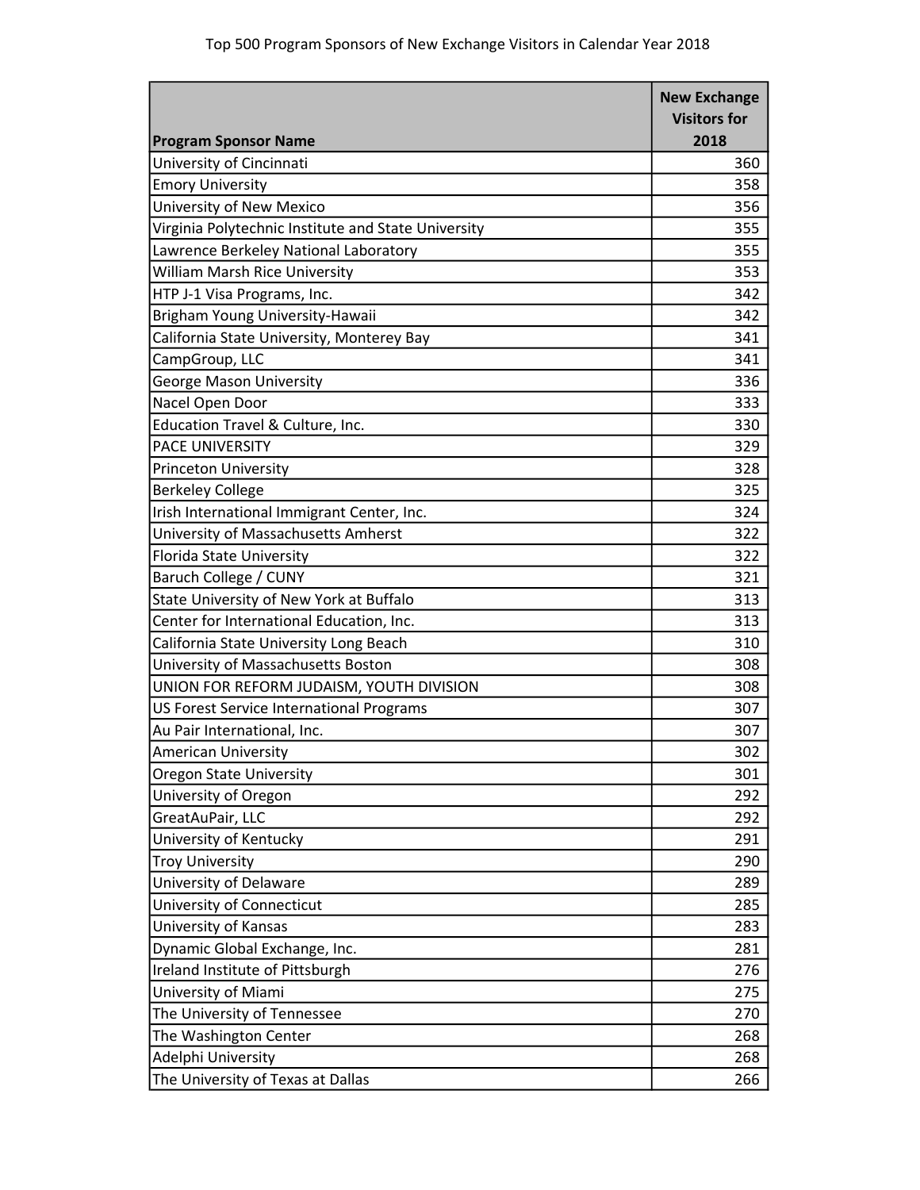Top 500 Program Sponsors of New Exchange Visitors in Calendar Year 2018

| Program Sponsor Name | New Exchange Visitors for 2018 |
|---|---|
| University of Cincinnati | 360 |
| Emory University | 358 |
| University of New Mexico | 356 |
| Virginia Polytechnic Institute and State University | 355 |
| Lawrence Berkeley National Laboratory | 355 |
| William Marsh Rice University | 353 |
| HTP J-1 Visa Programs, Inc. | 342 |
| Brigham Young University-Hawaii | 342 |
| California State University, Monterey Bay | 341 |
| CampGroup, LLC | 341 |
| George Mason University | 336 |
| Nacel Open Door | 333 |
| Education Travel & Culture, Inc. | 330 |
| PACE UNIVERSITY | 329 |
| Princeton University | 328 |
| Berkeley College | 325 |
| Irish International Immigrant Center, Inc. | 324 |
| University of Massachusetts Amherst | 322 |
| Florida State University | 322 |
| Baruch College / CUNY | 321 |
| State University of New York at Buffalo | 313 |
| Center for International Education, Inc. | 313 |
| California State University Long Beach | 310 |
| University of Massachusetts Boston | 308 |
| UNION FOR REFORM JUDAISM, YOUTH DIVISION | 308 |
| US Forest Service International Programs | 307 |
| Au Pair International, Inc. | 307 |
| American University | 302 |
| Oregon State University | 301 |
| University of Oregon | 292 |
| GreatAuPair, LLC | 292 |
| University of Kentucky | 291 |
| Troy University | 290 |
| University of Delaware | 289 |
| University of Connecticut | 285 |
| University of Kansas | 283 |
| Dynamic Global Exchange, Inc. | 281 |
| Ireland Institute of Pittsburgh | 276 |
| University of Miami | 275 |
| The University of Tennessee | 270 |
| The Washington Center | 268 |
| Adelphi University | 268 |
| The University of Texas at Dallas | 266 |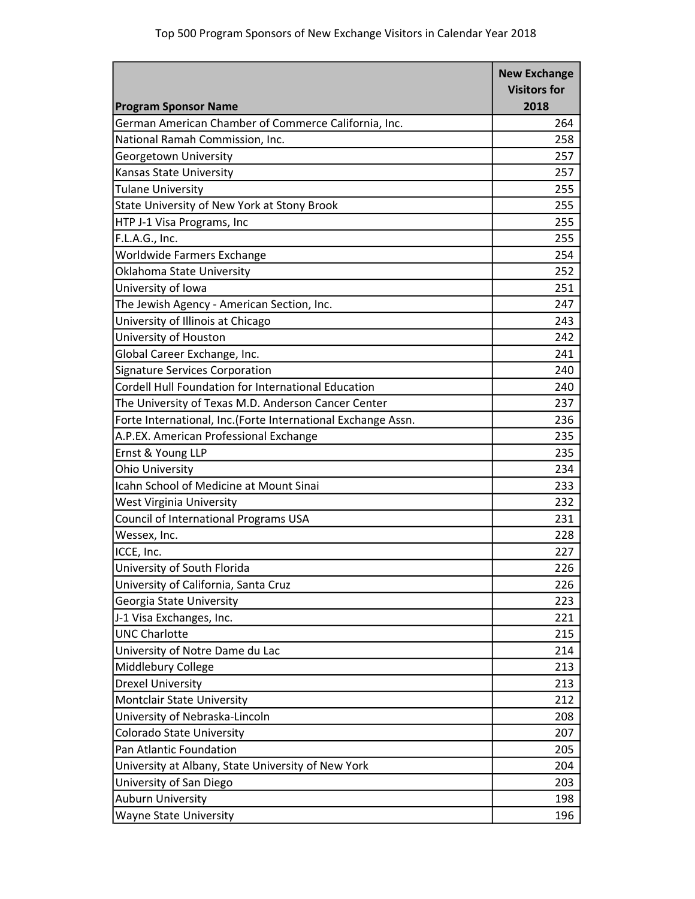Top 500 Program Sponsors of New Exchange Visitors in Calendar Year 2018

| Program Sponsor Name | New Exchange Visitors for 2018 |
|---|---|
| German American Chamber of Commerce California, Inc. | 264 |
| National Ramah Commission, Inc. | 258 |
| Georgetown University | 257 |
| Kansas State University | 257 |
| Tulane University | 255 |
| State University of New York at Stony Brook | 255 |
| HTP J-1 Visa Programs, Inc | 255 |
| F.L.A.G., Inc. | 255 |
| Worldwide Farmers Exchange | 254 |
| Oklahoma State University | 252 |
| University of Iowa | 251 |
| The Jewish Agency - American Section, Inc. | 247 |
| University of Illinois at Chicago | 243 |
| University of Houston | 242 |
| Global Career Exchange, Inc. | 241 |
| Signature Services Corporation | 240 |
| Cordell Hull Foundation for International Education | 240 |
| The University of Texas M.D. Anderson Cancer Center | 237 |
| Forte International, Inc.(Forte International Exchange Assn. | 236 |
| A.P.EX. American Professional Exchange | 235 |
| Ernst & Young LLP | 235 |
| Ohio University | 234 |
| Icahn School of Medicine at Mount Sinai | 233 |
| West Virginia University | 232 |
| Council of International Programs USA | 231 |
| Wessex, Inc. | 228 |
| ICCE, Inc. | 227 |
| University of South Florida | 226 |
| University of California, Santa Cruz | 226 |
| Georgia State University | 223 |
| J-1 Visa Exchanges, Inc. | 221 |
| UNC Charlotte | 215 |
| University of Notre Dame du Lac | 214 |
| Middlebury College | 213 |
| Drexel University | 213 |
| Montclair State University | 212 |
| University of Nebraska-Lincoln | 208 |
| Colorado State University | 207 |
| Pan Atlantic Foundation | 205 |
| University at Albany, State University of New York | 204 |
| University of San Diego | 203 |
| Auburn University | 198 |
| Wayne State University | 196 |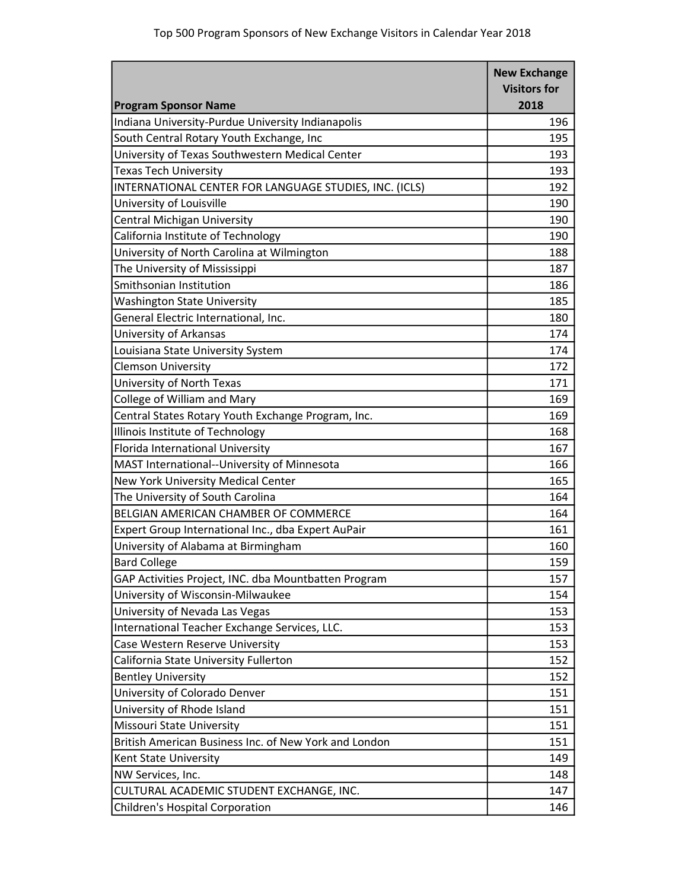Top 500 Program Sponsors of New Exchange Visitors in Calendar Year 2018

| Program Sponsor Name | New Exchange Visitors for 2018 |
|---|---|
| Indiana University-Purdue University Indianapolis | 196 |
| South Central Rotary Youth Exchange, Inc | 195 |
| University of Texas Southwestern Medical Center | 193 |
| Texas Tech University | 193 |
| INTERNATIONAL CENTER FOR LANGUAGE STUDIES, INC. (ICLS) | 192 |
| University of Louisville | 190 |
| Central Michigan University | 190 |
| California Institute of Technology | 190 |
| University of North Carolina at Wilmington | 188 |
| The University of Mississippi | 187 |
| Smithsonian Institution | 186 |
| Washington State University | 185 |
| General Electric International, Inc. | 180 |
| University of Arkansas | 174 |
| Louisiana State University System | 174 |
| Clemson University | 172 |
| University of North Texas | 171 |
| College of William and Mary | 169 |
| Central States Rotary Youth Exchange Program, Inc. | 169 |
| Illinois Institute of Technology | 168 |
| Florida International University | 167 |
| MAST International--University of Minnesota | 166 |
| New York University Medical Center | 165 |
| The University of South Carolina | 164 |
| BELGIAN AMERICAN CHAMBER OF COMMERCE | 164 |
| Expert Group International Inc., dba Expert AuPair | 161 |
| University of Alabama at Birmingham | 160 |
| Bard College | 159 |
| GAP Activities Project, INC. dba Mountbatten Program | 157 |
| University of Wisconsin-Milwaukee | 154 |
| University of Nevada Las Vegas | 153 |
| International Teacher Exchange Services, LLC. | 153 |
| Case Western Reserve University | 153 |
| California State University Fullerton | 152 |
| Bentley University | 152 |
| University of Colorado Denver | 151 |
| University of Rhode Island | 151 |
| Missouri State University | 151 |
| British American Business Inc. of New York and London | 151 |
| Kent State University | 149 |
| NW Services, Inc. | 148 |
| CULTURAL ACADEMIC STUDENT EXCHANGE, INC. | 147 |
| Children's Hospital Corporation | 146 |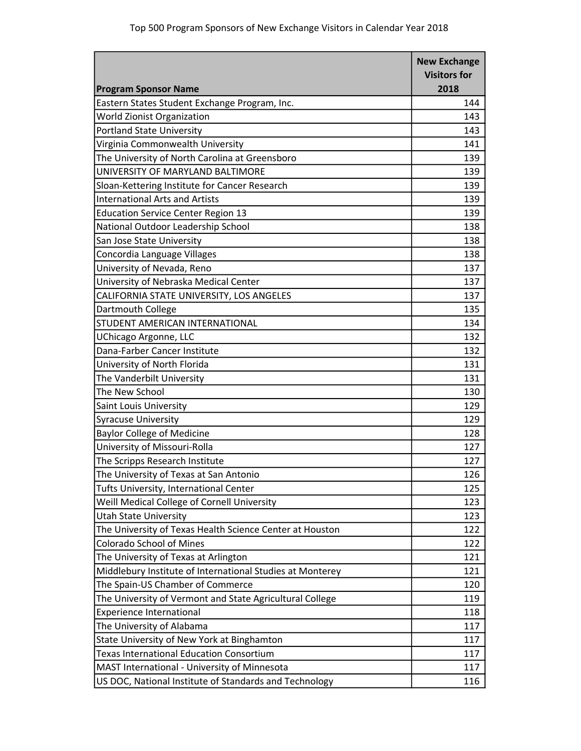Top 500 Program Sponsors of New Exchange Visitors in Calendar Year 2018

| Program Sponsor Name | New Exchange Visitors for 2018 |
|---|---|
| Eastern States Student Exchange Program, Inc. | 144 |
| World Zionist Organization | 143 |
| Portland State University | 143 |
| Virginia Commonwealth University | 141 |
| The University of North Carolina at Greensboro | 139 |
| UNIVERSITY OF MARYLAND BALTIMORE | 139 |
| Sloan-Kettering Institute for Cancer Research | 139 |
| International Arts and Artists | 139 |
| Education Service Center Region 13 | 139 |
| National Outdoor Leadership School | 138 |
| San Jose State University | 138 |
| Concordia Language Villages | 138 |
| University of Nevada, Reno | 137 |
| University of Nebraska Medical Center | 137 |
| CALIFORNIA STATE UNIVERSITY, LOS ANGELES | 137 |
| Dartmouth College | 135 |
| STUDENT AMERICAN INTERNATIONAL | 134 |
| UChicago Argonne, LLC | 132 |
| Dana-Farber Cancer Institute | 132 |
| University of North Florida | 131 |
| The Vanderbilt University | 131 |
| The New School | 130 |
| Saint Louis University | 129 |
| Syracuse University | 129 |
| Baylor College of Medicine | 128 |
| University of Missouri-Rolla | 127 |
| The Scripps Research Institute | 127 |
| The University of Texas at San Antonio | 126 |
| Tufts University, International Center | 125 |
| Weill Medical College of Cornell University | 123 |
| Utah State University | 123 |
| The University of Texas Health Science Center at Houston | 122 |
| Colorado School of Mines | 122 |
| The University of Texas at Arlington | 121 |
| Middlebury Institute of International Studies at Monterey | 121 |
| The Spain-US Chamber of Commerce | 120 |
| The University of Vermont and State Agricultural College | 119 |
| Experience International | 118 |
| The University of Alabama | 117 |
| State University of New York at Binghamton | 117 |
| Texas International Education Consortium | 117 |
| MAST International - University of Minnesota | 117 |
| US DOC, National Institute of Standards and Technology | 116 |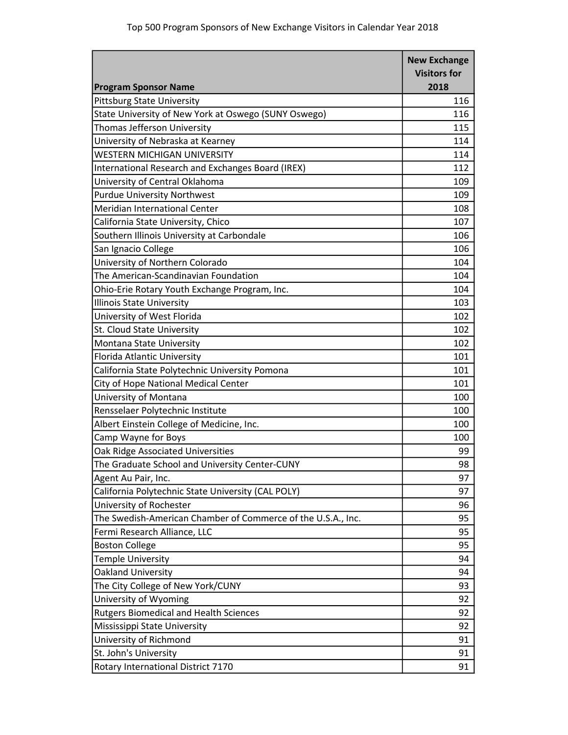Top 500 Program Sponsors of New Exchange Visitors in Calendar Year 2018

| Program Sponsor Name | New Exchange Visitors for 2018 |
|---|---|
| Pittsburg State University | 116 |
| State University of New York at Oswego (SUNY Oswego) | 116 |
| Thomas Jefferson University | 115 |
| University of Nebraska at Kearney | 114 |
| WESTERN MICHIGAN UNIVERSITY | 114 |
| International Research and Exchanges Board (IREX) | 112 |
| University of Central Oklahoma | 109 |
| Purdue University Northwest | 109 |
| Meridian International Center | 108 |
| California State University, Chico | 107 |
| Southern Illinois University at Carbondale | 106 |
| San Ignacio College | 106 |
| University of Northern Colorado | 104 |
| The American-Scandinavian Foundation | 104 |
| Ohio-Erie Rotary Youth Exchange Program, Inc. | 104 |
| Illinois State University | 103 |
| University of West Florida | 102 |
| St. Cloud State University | 102 |
| Montana State University | 102 |
| Florida Atlantic University | 101 |
| California State Polytechnic University Pomona | 101 |
| City of Hope National Medical Center | 101 |
| University of Montana | 100 |
| Rensselaer Polytechnic Institute | 100 |
| Albert Einstein College of Medicine, Inc. | 100 |
| Camp Wayne for Boys | 100 |
| Oak Ridge Associated Universities | 99 |
| The Graduate School and University Center-CUNY | 98 |
| Agent Au Pair, Inc. | 97 |
| California Polytechnic State University (CAL POLY) | 97 |
| University of Rochester | 96 |
| The Swedish-American Chamber of Commerce of the U.S.A., Inc. | 95 |
| Fermi Research Alliance, LLC | 95 |
| Boston College | 95 |
| Temple University | 94 |
| Oakland University | 94 |
| The City College of New York/CUNY | 93 |
| University of Wyoming | 92 |
| Rutgers Biomedical and Health Sciences | 92 |
| Mississippi State University | 92 |
| University of Richmond | 91 |
| St. John's University | 91 |
| Rotary International District 7170 | 91 |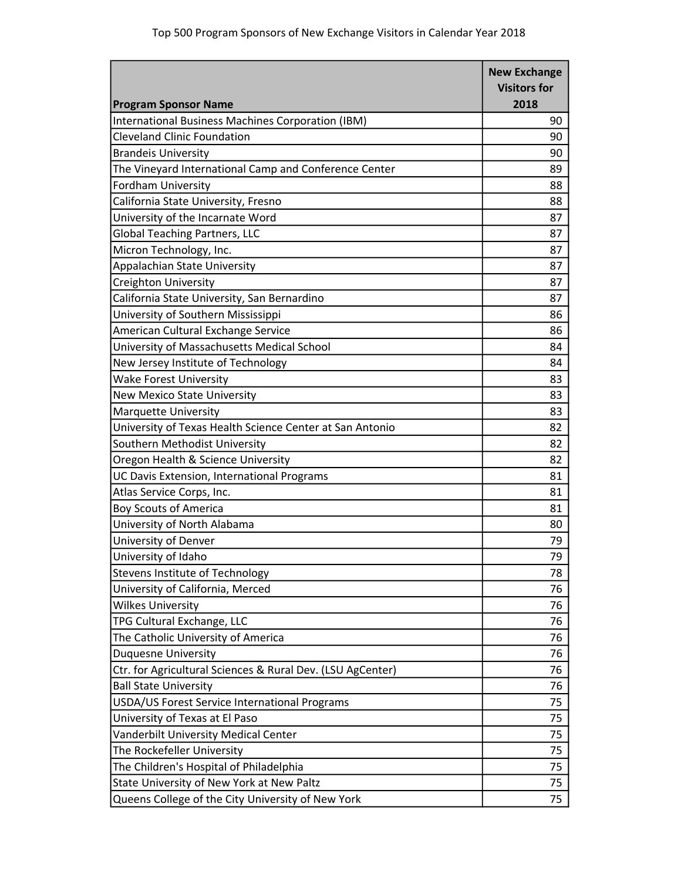Top 500 Program Sponsors of New Exchange Visitors in Calendar Year 2018

| Program Sponsor Name | New Exchange Visitors for 2018 |
|---|---|
| International Business Machines Corporation (IBM) | 90 |
| Cleveland Clinic Foundation | 90 |
| Brandeis University | 90 |
| The Vineyard International Camp and Conference Center | 89 |
| Fordham University | 88 |
| California State University, Fresno | 88 |
| University of the Incarnate Word | 87 |
| Global Teaching Partners, LLC | 87 |
| Micron Technology, Inc. | 87 |
| Appalachian State University | 87 |
| Creighton University | 87 |
| California State University, San Bernardino | 87 |
| University of Southern Mississippi | 86 |
| American Cultural Exchange Service | 86 |
| University of Massachusetts Medical School | 84 |
| New Jersey Institute of Technology | 84 |
| Wake Forest University | 83 |
| New Mexico State University | 83 |
| Marquette University | 83 |
| University of Texas Health Science Center at San Antonio | 82 |
| Southern Methodist University | 82 |
| Oregon Health & Science University | 82 |
| UC Davis Extension, International Programs | 81 |
| Atlas Service Corps, Inc. | 81 |
| Boy Scouts of America | 81 |
| University of North Alabama | 80 |
| University of Denver | 79 |
| University of Idaho | 79 |
| Stevens Institute of Technology | 78 |
| University of California, Merced | 76 |
| Wilkes University | 76 |
| TPG Cultural Exchange, LLC | 76 |
| The Catholic University of America | 76 |
| Duquesne University | 76 |
| Ctr. for Agricultural Sciences & Rural Dev. (LSU AgCenter) | 76 |
| Ball State University | 76 |
| USDA/US Forest Service International Programs | 75 |
| University of Texas at El Paso | 75 |
| Vanderbilt University Medical Center | 75 |
| The Rockefeller University | 75 |
| The Children's Hospital of Philadelphia | 75 |
| State University of New York at New Paltz | 75 |
| Queens College of the City University of New York | 75 |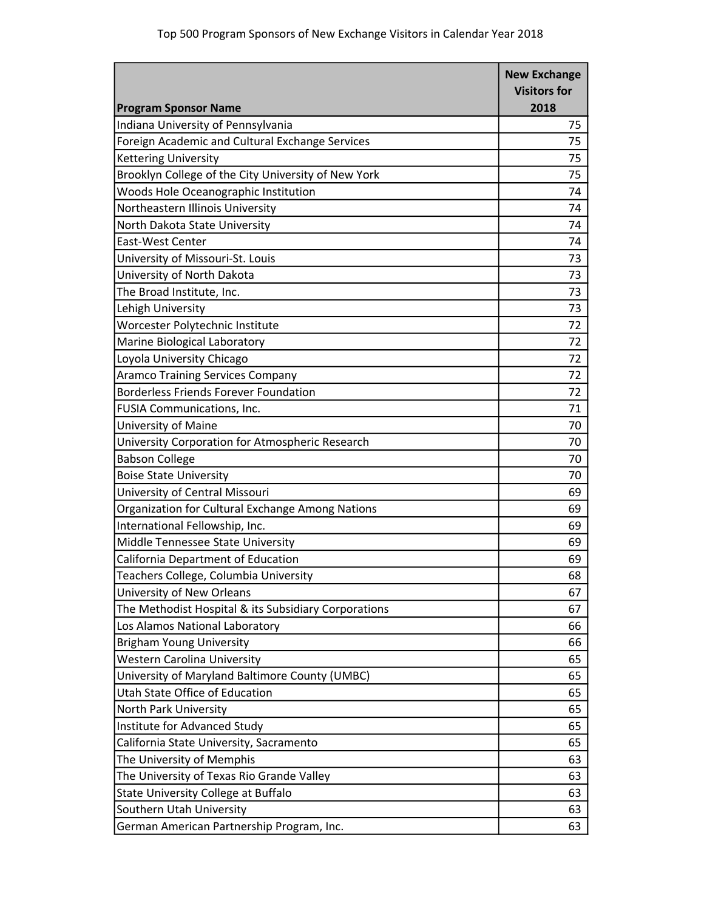Top 500 Program Sponsors of New Exchange Visitors in Calendar Year 2018

| Program Sponsor Name | New Exchange Visitors for 2018 |
| --- | --- |
| Indiana University of Pennsylvania | 75 |
| Foreign Academic and Cultural Exchange Services | 75 |
| Kettering University | 75 |
| Brooklyn College of the City University of New York | 75 |
| Woods Hole Oceanographic Institution | 74 |
| Northeastern Illinois University | 74 |
| North Dakota State University | 74 |
| East-West Center | 74 |
| University of Missouri-St. Louis | 73 |
| University of North Dakota | 73 |
| The Broad Institute, Inc. | 73 |
| Lehigh University | 73 |
| Worcester Polytechnic Institute | 72 |
| Marine Biological Laboratory | 72 |
| Loyola University Chicago | 72 |
| Aramco Training Services Company | 72 |
| Borderless Friends Forever Foundation | 72 |
| FUSIA Communications, Inc. | 71 |
| University of Maine | 70 |
| University Corporation for Atmospheric Research | 70 |
| Babson College | 70 |
| Boise State University | 70 |
| University of Central Missouri | 69 |
| Organization for Cultural Exchange Among Nations | 69 |
| International Fellowship, Inc. | 69 |
| Middle Tennessee State University | 69 |
| California Department of Education | 69 |
| Teachers College, Columbia University | 68 |
| University of New Orleans | 67 |
| The Methodist Hospital & its Subsidiary Corporations | 67 |
| Los Alamos National Laboratory | 66 |
| Brigham Young University | 66 |
| Western Carolina University | 65 |
| University of Maryland Baltimore County (UMBC) | 65 |
| Utah State Office of Education | 65 |
| North Park University | 65 |
| Institute for Advanced Study | 65 |
| California State University, Sacramento | 65 |
| The University of Memphis | 63 |
| The University of Texas Rio Grande Valley | 63 |
| State University College at Buffalo | 63 |
| Southern Utah University | 63 |
| German American Partnership Program, Inc. | 63 |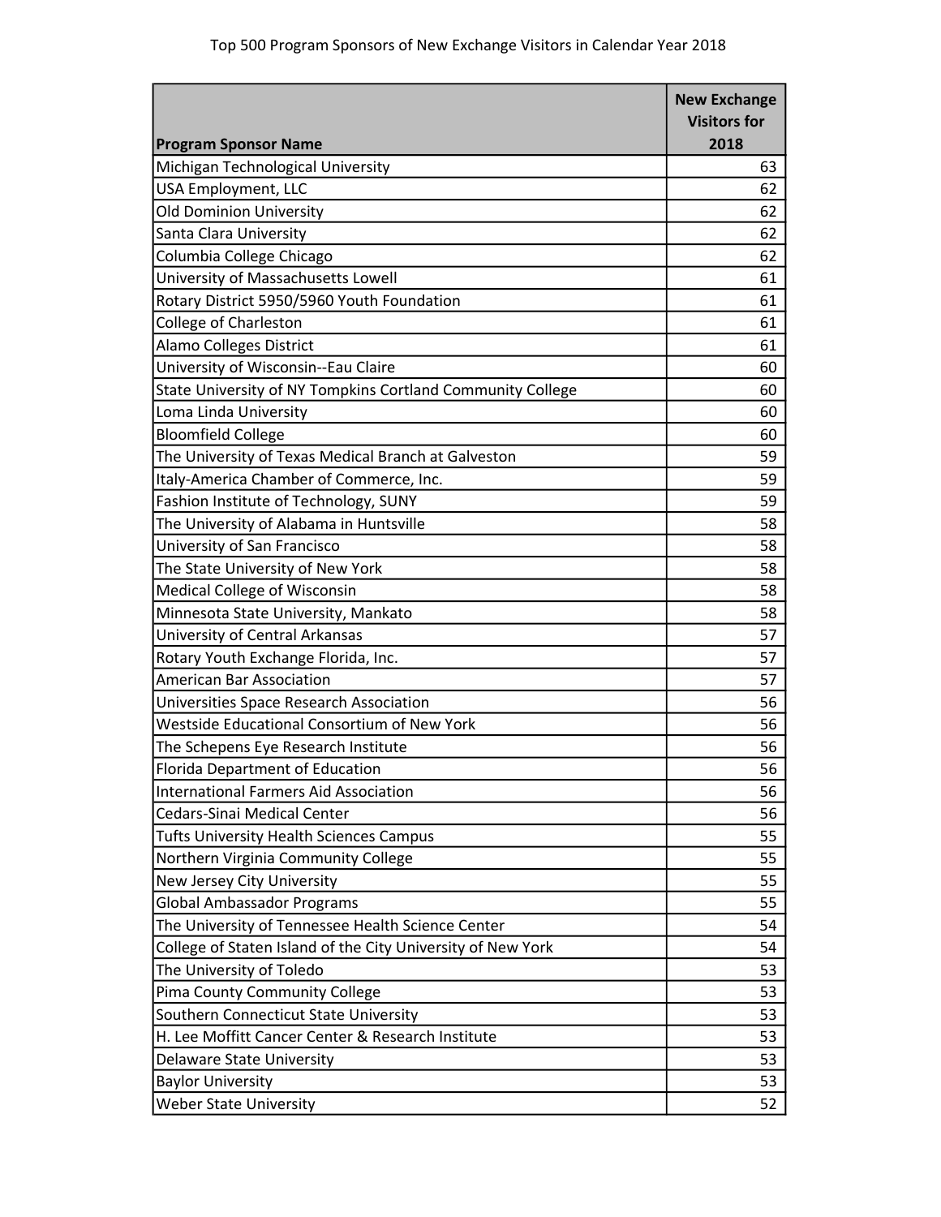Top 500 Program Sponsors of New Exchange Visitors in Calendar Year 2018

| Program Sponsor Name | New Exchange Visitors for 2018 |
|---|---|
| Michigan Technological University | 63 |
| USA Employment, LLC | 62 |
| Old Dominion University | 62 |
| Santa Clara University | 62 |
| Columbia College Chicago | 62 |
| University of Massachusetts Lowell | 61 |
| Rotary District 5950/5960 Youth Foundation | 61 |
| College of Charleston | 61 |
| Alamo Colleges District | 61 |
| University of Wisconsin--Eau Claire | 60 |
| State University of NY Tompkins Cortland Community College | 60 |
| Loma Linda University | 60 |
| Bloomfield College | 60 |
| The University of Texas Medical Branch at Galveston | 59 |
| Italy-America Chamber of Commerce, Inc. | 59 |
| Fashion Institute of Technology, SUNY | 59 |
| The University of Alabama in Huntsville | 58 |
| University of San Francisco | 58 |
| The State University of New York | 58 |
| Medical College of Wisconsin | 58 |
| Minnesota State University, Mankato | 58 |
| University of Central Arkansas | 57 |
| Rotary Youth Exchange Florida, Inc. | 57 |
| American Bar Association | 57 |
| Universities Space Research Association | 56 |
| Westside Educational Consortium of New York | 56 |
| The Schepens Eye Research Institute | 56 |
| Florida Department of Education | 56 |
| International Farmers Aid Association | 56 |
| Cedars-Sinai Medical Center | 56 |
| Tufts University Health Sciences Campus | 55 |
| Northern Virginia Community College | 55 |
| New Jersey City University | 55 |
| Global Ambassador Programs | 55 |
| The University of Tennessee Health Science Center | 54 |
| College of Staten Island of the City University of New York | 54 |
| The University of Toledo | 53 |
| Pima County Community College | 53 |
| Southern Connecticut State University | 53 |
| H. Lee Moffitt Cancer Center & Research Institute | 53 |
| Delaware State University | 53 |
| Baylor University | 53 |
| Weber State University | 52 |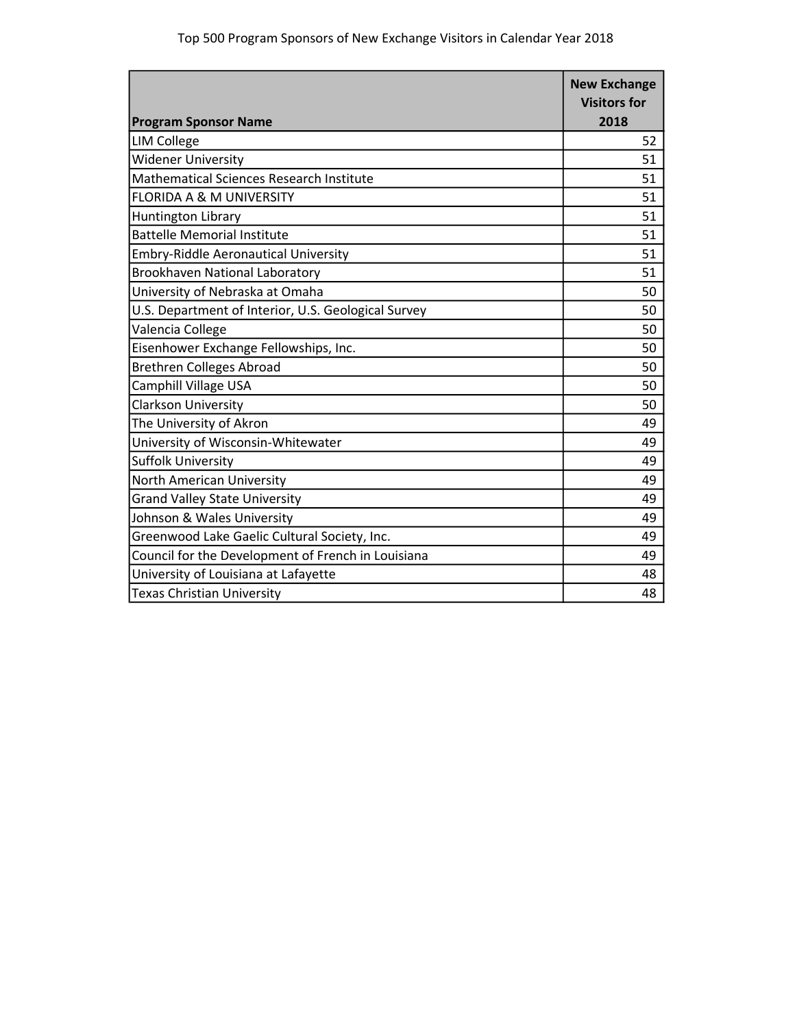Top 500 Program Sponsors of New Exchange Visitors in Calendar Year 2018

| Program Sponsor Name | New Exchange Visitors for 2018 |
|---|---|
| LIM College | 52 |
| Widener University | 51 |
| Mathematical Sciences Research Institute | 51 |
| FLORIDA A & M UNIVERSITY | 51 |
| Huntington Library | 51 |
| Battelle Memorial Institute | 51 |
| Embry-Riddle Aeronautical University | 51 |
| Brookhaven National Laboratory | 51 |
| University of Nebraska at Omaha | 50 |
| U.S. Department of Interior, U.S. Geological Survey | 50 |
| Valencia College | 50 |
| Eisenhower Exchange Fellowships, Inc. | 50 |
| Brethren Colleges Abroad | 50 |
| Camphill Village USA | 50 |
| Clarkson University | 50 |
| The University of Akron | 49 |
| University of Wisconsin-Whitewater | 49 |
| Suffolk University | 49 |
| North American University | 49 |
| Grand Valley State University | 49 |
| Johnson & Wales University | 49 |
| Greenwood Lake Gaelic Cultural Society, Inc. | 49 |
| Council for the Development of French in Louisiana | 49 |
| University of Louisiana at Lafayette | 48 |
| Texas Christian University | 48 |